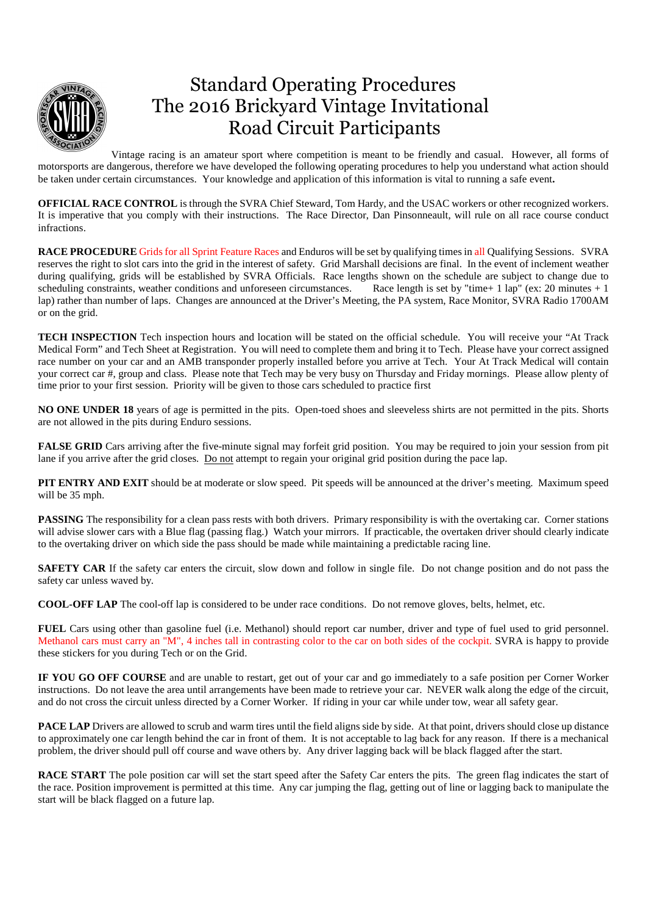# Standard Operating Procedures
# The 2016 Brickyard Vintage Invitational
# Road Circuit Participants

Vintage racing is an amateur sport where competition is meant to be friendly and casual. However, all forms of motorsports are dangerous, therefore we have developed the following operating procedures to help you understand what action should be taken under certain circumstances. Your knowledge and application of this information is vital to running a safe event**.**

**OFFICIAL RACE CONTROL** is through the SVRA Chief Steward, Tom Hardy, and the USAC workers or other recognized workers. It is imperative that you comply with their instructions. The Race Director, Dan Pinsonneault, will rule on all race course conduct infractions.

**RACE PROCEDURE** Grids for all Sprint Feature Races and Enduros will be set by qualifying times in all Qualifying Sessions. SVRA reserves the right to slot cars into the grid in the interest of safety. Grid Marshall decisions are final. In the event of inclement weather during qualifying, grids will be established by SVRA Officials. Race lengths shown on the schedule are subject to change due to scheduling constraints, weather conditions and unforeseen circumstances. Race length is set by "time+ 1 lap" (ex: 20 minutes + 1 lap) rather than number of laps. Changes are announced at the Driver's Meeting, the PA system, Race Monitor, SVRA Radio 1700AM or on the grid.

**TECH INSPECTION** Tech inspection hours and location will be stated on the official schedule. You will receive your "At Track Medical Form" and Tech Sheet at Registration. You will need to complete them and bring it to Tech. Please have your correct assigned race number on your car and an AMB transponder properly installed before you arrive at Tech. Your At Track Medical will contain your correct car #, group and class. Please note that Tech may be very busy on Thursday and Friday mornings. Please allow plenty of time prior to your first session. Priority will be given to those cars scheduled to practice first

**NO ONE UNDER 18** years of age is permitted in the pits. Open-toed shoes and sleeveless shirts are not permitted in the pits. Shorts are not allowed in the pits during Enduro sessions.

**FALSE GRID** Cars arriving after the five-minute signal may forfeit grid position. You may be required to join your session from pit lane if you arrive after the grid closes. Do not attempt to regain your original grid position during the pace lap.

**PIT ENTRY AND EXIT** should be at moderate or slow speed. Pit speeds will be announced at the driver's meeting. Maximum speed will be 35 mph.

**PASSING** The responsibility for a clean pass rests with both drivers. Primary responsibility is with the overtaking car. Corner stations will advise slower cars with a Blue flag (passing flag.) Watch your mirrors. If practicable, the overtaken driver should clearly indicate to the overtaking driver on which side the pass should be made while maintaining a predictable racing line.

**SAFETY CAR** If the safety car enters the circuit, slow down and follow in single file. Do not change position and do not pass the safety car unless waved by.

**COOL-OFF LAP** The cool-off lap is considered to be under race conditions. Do not remove gloves, belts, helmet, etc.

**FUEL** Cars using other than gasoline fuel (i.e. Methanol) should report car number, driver and type of fuel used to grid personnel. Methanol cars must carry an "M", 4 inches tall in contrasting color to the car on both sides of the cockpit. SVRA is happy to provide these stickers for you during Tech or on the Grid.

**IF YOU GO OFF COURSE** and are unable to restart, get out of your car and go immediately to a safe position per Corner Worker instructions. Do not leave the area until arrangements have been made to retrieve your car. NEVER walk along the edge of the circuit, and do not cross the circuit unless directed by a Corner Worker. If riding in your car while under tow, wear all safety gear.

**PACE LAP** Drivers are allowed to scrub and warm tires until the field aligns side by side. At that point, drivers should close up distance to approximately one car length behind the car in front of them. It is not acceptable to lag back for any reason. If there is a mechanical problem, the driver should pull off course and wave others by. Any driver lagging back will be black flagged after the start.

**RACE START** The pole position car will set the start speed after the Safety Car enters the pits. The green flag indicates the start of the race. Position improvement is permitted at this time. Any car jumping the flag, getting out of line or lagging back to manipulate the start will be black flagged on a future lap.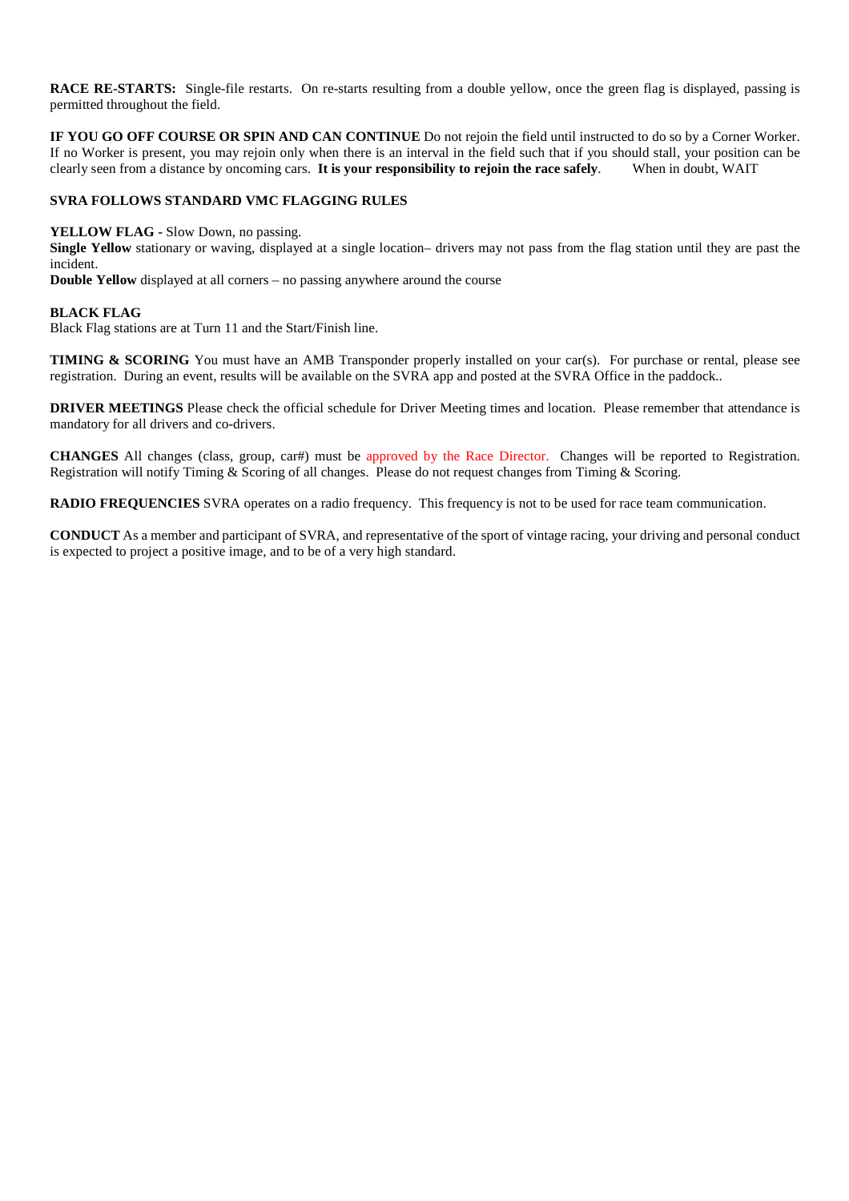**RACE RE-STARTS:** Single-file restarts. On re-starts resulting from a double yellow, once the green flag is displayed, passing is permitted throughout the field.

**IF YOU GO OFF COURSE OR SPIN AND CAN CONTINUE** Do not rejoin the field until instructed to do so by a Corner Worker. If no Worker is present, you may rejoin only when there is an interval in the field such that if you should stall, your position can be clearly seen from a distance by oncoming cars. **It is your responsibility to rejoin the race safely**. When in doubt, WAIT

**SVRA FOLLOWS STANDARD VMC FLAGGING RULES**

**YELLOW FLAG -** Slow Down, no passing.
**Single Yellow** stationary or waving, displayed at a single location– drivers may not pass from the flag station until they are past the incident.
**Double Yellow** displayed at all corners – no passing anywhere around the course

**BLACK FLAG**
Black Flag stations are at Turn 11 and the Start/Finish line.

**TIMING & SCORING** You must have an AMB Transponder properly installed on your car(s). For purchase or rental, please see registration. During an event, results will be available on the SVRA app and posted at the SVRA Office in the paddock..

**DRIVER MEETINGS** Please check the official schedule for Driver Meeting times and location. Please remember that attendance is mandatory for all drivers and co-drivers.

**CHANGES** All changes (class, group, car#) must be approved by the Race Director. Changes will be reported to Registration. Registration will notify Timing & Scoring of all changes. Please do not request changes from Timing & Scoring.

**RADIO FREQUENCIES** SVRA operates on a radio frequency. This frequency is not to be used for race team communication.

**CONDUCT** As a member and participant of SVRA, and representative of the sport of vintage racing, your driving and personal conduct is expected to project a positive image, and to be of a very high standard.